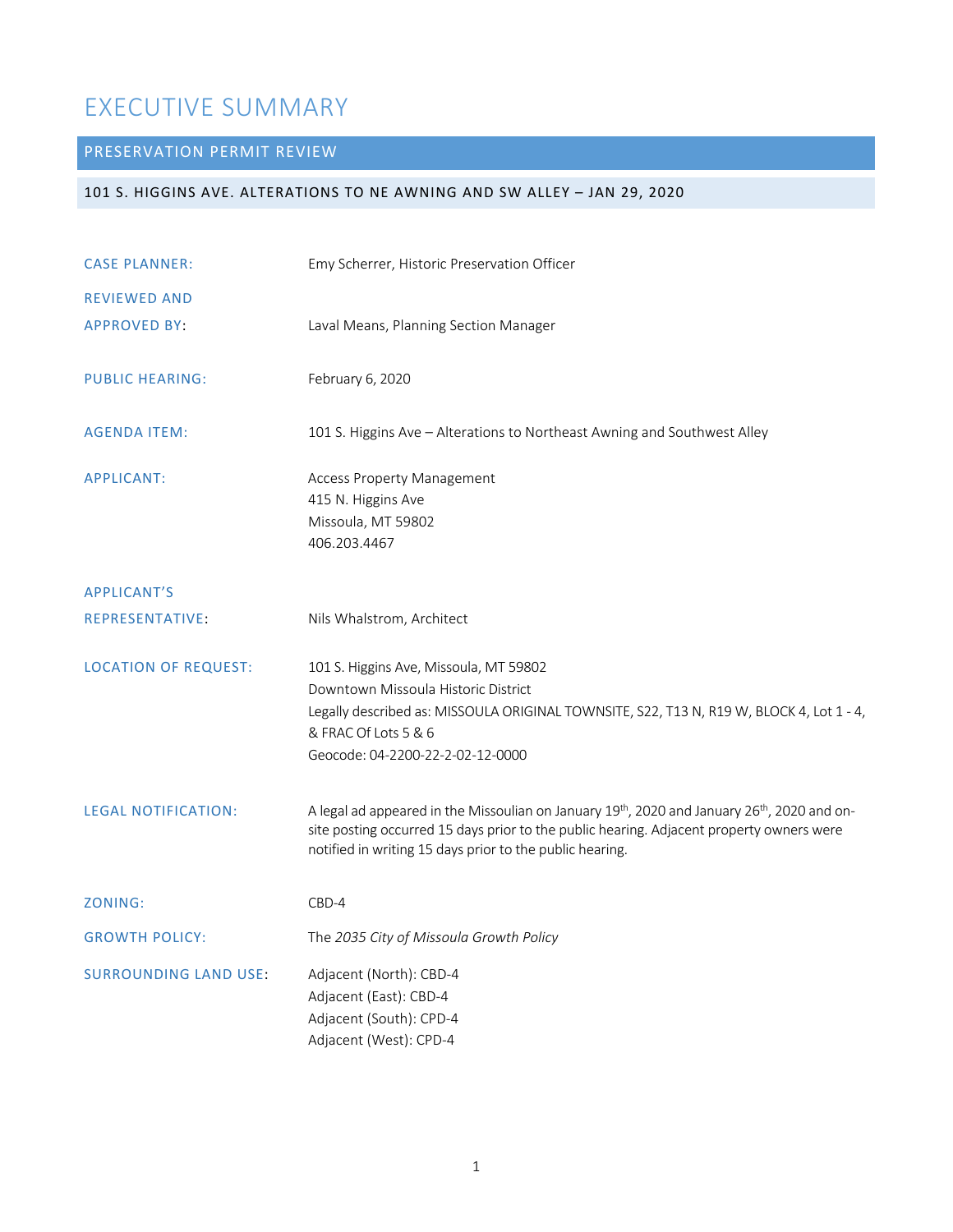# EXECUTIVE SUMMARY

## PRESERVATION PERMIT REVIEW

### 101 S. HIGGINS AVE. ALTERATIONS TO NE AWNING AND SW ALLEY – JAN 29, 2020

**CASE PLANNER:** Emy Scherrer, Historic Preservation Officer

**REVIEWED AND APPROVED BY:** Laval Means, Planning Section Manager

**PUBLIC HEARING:** February 6, 2020

**AGENDA ITEM:** 101 S. Higgins Ave – Alterations to Northeast Awning and Southwest Alley

**APPLICANT:** Access Property Management
415 N. Higgins Ave
Missoula, MT 59802
406.203.4467

**APPLICANT'S REPRESENTATIVE:** Nils Whalstrom, Architect

**LOCATION OF REQUEST:** 101 S. Higgins Ave, Missoula, MT 59802
Downtown Missoula Historic District
Legally described as: MISSOULA ORIGINAL TOWNSITE, S22, T13 N, R19 W, BLOCK 4, Lot 1 - 4, & FRAC Of Lots 5 & 6
Geocode: 04-2200-22-2-02-12-0000

**LEGAL NOTIFICATION:** A legal ad appeared in the Missoulian on January 19th, 2020 and January 26th, 2020 and on-site posting occurred 15 days prior to the public hearing. Adjacent property owners were notified in writing 15 days prior to the public hearing.

**ZONING:** CBD-4

**GROWTH POLICY:** The *2035 City of Missoula Growth Policy*

**SURROUNDING LAND USE:** Adjacent (North): CBD-4
Adjacent (East): CBD-4
Adjacent (South): CPD-4
Adjacent (West): CPD-4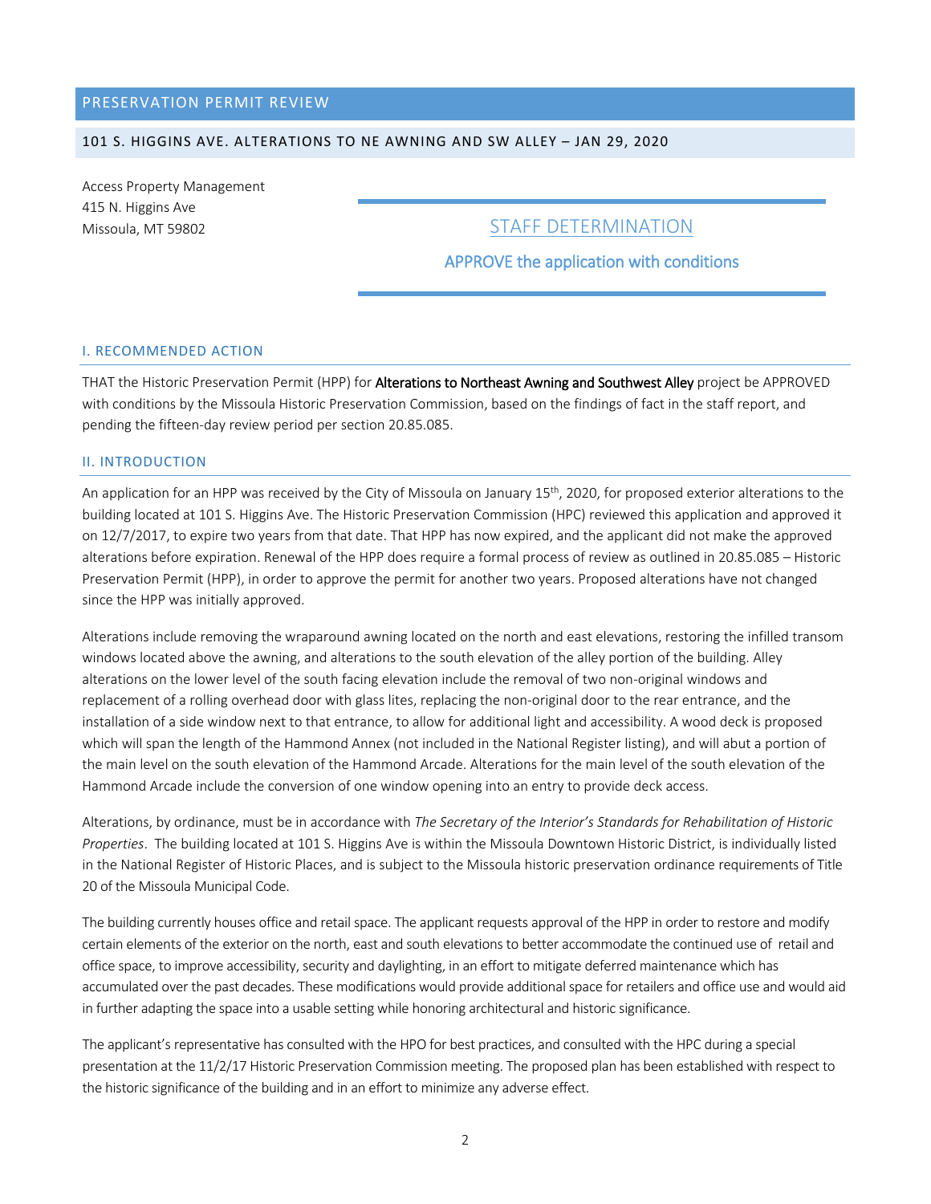## PRESERVATION PERMIT REVIEW

### 101 S. HIGGINS AVE. ALTERATIONS TO NE AWNING AND SW ALLEY – JAN 29, 2020

Access Property Management
415 N. Higgins Ave
Missoula, MT 59802

**STAFF DETERMINATION**

**APPROVE the application with conditions**

### I. RECOMMENDED ACTION

THAT the Historic Preservation Permit (HPP) for **Alterations to Northeast Awning and Southwest Alley** project be APPROVED with conditions by the Missoula Historic Preservation Commission, based on the findings of fact in the staff report, and pending the fifteen-day review period per section 20.85.085.

### II. INTRODUCTION

An application for an HPP was received by the City of Missoula on January 15th, 2020, for proposed exterior alterations to the building located at 101 S. Higgins Ave. The Historic Preservation Commission (HPC) reviewed this application and approved it on 12/7/2017, to expire two years from that date. That HPP has now expired, and the applicant did not make the approved alterations before expiration. Renewal of the HPP does require a formal process of review as outlined in 20.85.085 – Historic Preservation Permit (HPP), in order to approve the permit for another two years. Proposed alterations have not changed since the HPP was initially approved.

Alterations include removing the wraparound awning located on the north and east elevations, restoring the infilled transom windows located above the awning, and alterations to the south elevation of the alley portion of the building. Alley alterations on the lower level of the south facing elevation include the removal of two non-original windows and replacement of a rolling overhead door with glass lites, replacing the non-original door to the rear entrance, and the installation of a side window next to that entrance, to allow for additional light and accessibility. A wood deck is proposed which will span the length of the Hammond Annex (not included in the National Register listing), and will abut a portion of the main level on the south elevation of the Hammond Arcade. Alterations for the main level of the south elevation of the Hammond Arcade include the conversion of one window opening into an entry to provide deck access.

Alterations, by ordinance, must be in accordance with *The Secretary of the Interior's Standards for Rehabilitation of Historic Properties*. The building located at 101 S. Higgins Ave is within the Missoula Downtown Historic District, is individually listed in the National Register of Historic Places, and is subject to the Missoula historic preservation ordinance requirements of Title 20 of the Missoula Municipal Code.

The building currently houses office and retail space. The applicant requests approval of the HPP in order to restore and modify certain elements of the exterior on the north, east and south elevations to better accommodate the continued use of retail and office space, to improve accessibility, security and daylighting, in an effort to mitigate deferred maintenance which has accumulated over the past decades. These modifications would provide additional space for retailers and office use and would aid in further adapting the space into a usable setting while honoring architectural and historic significance.

The applicant's representative has consulted with the HPO for best practices, and consulted with the HPC during a special presentation at the 11/2/17 Historic Preservation Commission meeting. The proposed plan has been established with respect to the historic significance of the building and in an effort to minimize any adverse effect.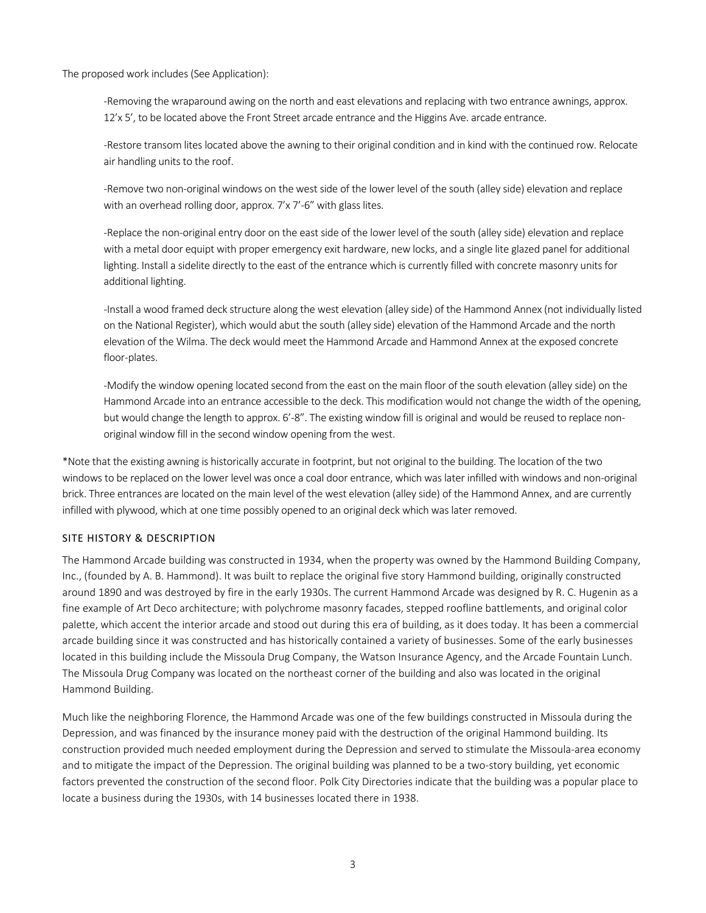The proposed work includes (See Application):

> -Removing the wraparound awing on the north and east elevations and replacing with two entrance awnings, approx. 12'x 5', to be located above the Front Street arcade entrance and the Higgins Ave. arcade entrance.
>
> -Restore transom lites located above the awning to their original condition and in kind with the continued row. Relocate air handling units to the roof.
>
> -Remove two non-original windows on the west side of the lower level of the south (alley side) elevation and replace with an overhead rolling door, approx. 7'x 7'-6" with glass lites.
>
> -Replace the non-original entry door on the east side of the lower level of the south (alley side) elevation and replace with a metal door equipt with proper emergency exit hardware, new locks, and a single lite glazed panel for additional lighting. Install a sidelite directly to the east of the entrance which is currently filled with concrete masonry units for additional lighting.
>
> -Install a wood framed deck structure along the west elevation (alley side) of the Hammond Annex (not individually listed on the National Register), which would abut the south (alley side) elevation of the Hammond Arcade and the north elevation of the Wilma. The deck would meet the Hammond Arcade and Hammond Annex at the exposed concrete floor-plates.
>
> -Modify the window opening located second from the east on the main floor of the south elevation (alley side) on the Hammond Arcade into an entrance accessible to the deck. This modification would not change the width of the opening, but would change the length to approx. 6'-8". The existing window fill is original and would be reused to replace non-original window fill in the second window opening from the west.

*Note that the existing awning is historically accurate in footprint, but not original to the building. The location of the two windows to be replaced on the lower level was once a coal door entrance, which was later infilled with windows and non-original brick. Three entrances are located on the main level of the west elevation (alley side) of the Hammond Annex, and are currently infilled with plywood, which at one time possibly opened to an original deck which was later removed.

## SITE HISTORY & DESCRIPTION

The Hammond Arcade building was constructed in 1934, when the property was owned by the Hammond Building Company, Inc., (founded by A. B. Hammond). It was built to replace the original five story Hammond building, originally constructed around 1890 and was destroyed by fire in the early 1930s. The current Hammond Arcade was designed by R. C. Hugenin as a fine example of Art Deco architecture; with polychrome masonry facades, stepped roofline battlements, and original color palette, which accent the interior arcade and stood out during this era of building, as it does today. It has been a commercial arcade building since it was constructed and has historically contained a variety of businesses. Some of the early businesses located in this building include the Missoula Drug Company, the Watson Insurance Agency, and the Arcade Fountain Lunch. The Missoula Drug Company was located on the northeast corner of the building and also was located in the original Hammond Building.

Much like the neighboring Florence, the Hammond Arcade was one of the few buildings constructed in Missoula during the Depression, and was financed by the insurance money paid with the destruction of the original Hammond building. Its construction provided much needed employment during the Depression and served to stimulate the Missoula-area economy and to mitigate the impact of the Depression. The original building was planned to be a two-story building, yet economic factors prevented the construction of the second floor. Polk City Directories indicate that the building was a popular place to locate a business during the 1930s, with 14 businesses located there in 1938.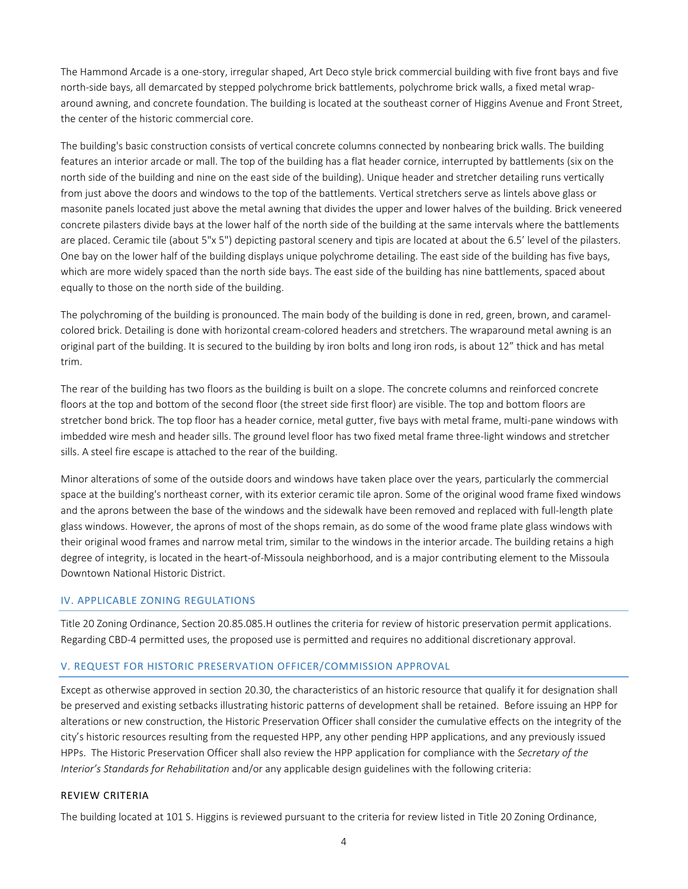The Hammond Arcade is a one-story, irregular shaped, Art Deco style brick commercial building with five front bays and five north-side bays, all demarcated by stepped polychrome brick battlements, polychrome brick walls, a fixed metal wrap-around awning, and concrete foundation. The building is located at the southeast corner of Higgins Avenue and Front Street, the center of the historic commercial core.

The building's basic construction consists of vertical concrete columns connected by nonbearing brick walls. The building features an interior arcade or mall. The top of the building has a flat header cornice, interrupted by battlements (six on the north side of the building and nine on the east side of the building). Unique header and stretcher detailing runs vertically from just above the doors and windows to the top of the battlements. Vertical stretchers serve as lintels above glass or masonite panels located just above the metal awning that divides the upper and lower halves of the building. Brick veneered concrete pilasters divide bays at the lower half of the north side of the building at the same intervals where the battlements are placed. Ceramic tile (about 5"x 5") depicting pastoral scenery and tipis are located at about the 6.5' level of the pilasters. One bay on the lower half of the building displays unique polychrome detailing. The east side of the building has five bays, which are more widely spaced than the north side bays. The east side of the building has nine battlements, spaced about equally to those on the north side of the building.

The polychroming of the building is pronounced. The main body of the building is done in red, green, brown, and caramel-colored brick. Detailing is done with horizontal cream-colored headers and stretchers. The wraparound metal awning is an original part of the building. It is secured to the building by iron bolts and long iron rods, is about 12" thick and has metal trim.

The rear of the building has two floors as the building is built on a slope. The concrete columns and reinforced concrete floors at the top and bottom of the second floor (the street side first floor) are visible. The top and bottom floors are stretcher bond brick. The top floor has a header cornice, metal gutter, five bays with metal frame, multi-pane windows with imbedded wire mesh and header sills. The ground level floor has two fixed metal frame three-light windows and stretcher sills. A steel fire escape is attached to the rear of the building.

Minor alterations of some of the outside doors and windows have taken place over the years, particularly the commercial space at the building's northeast corner, with its exterior ceramic tile apron. Some of the original wood frame fixed windows and the aprons between the base of the windows and the sidewalk have been removed and replaced with full-length plate glass windows. However, the aprons of most of the shops remain, as do some of the wood frame plate glass windows with their original wood frames and narrow metal trim, similar to the windows in the interior arcade. The building retains a high degree of integrity, is located in the heart-of-Missoula neighborhood, and is a major contributing element to the Missoula Downtown National Historic District.

## IV. APPLICABLE ZONING REGULATIONS

Title 20 Zoning Ordinance, Section 20.85.085.H outlines the criteria for review of historic preservation permit applications. Regarding CBD-4 permitted uses, the proposed use is permitted and requires no additional discretionary approval.

## V. REQUEST FOR HISTORIC PRESERVATION OFFICER/COMMISSION APPROVAL

Except as otherwise approved in section 20.30, the characteristics of an historic resource that qualify it for designation shall be preserved and existing setbacks illustrating historic patterns of development shall be retained. Before issuing an HPP for alterations or new construction, the Historic Preservation Officer shall consider the cumulative effects on the integrity of the city's historic resources resulting from the requested HPP, any other pending HPP applications, and any previously issued HPPs. The Historic Preservation Officer shall also review the HPP application for compliance with the *Secretary of the Interior's Standards for Rehabilitation* and/or any applicable design guidelines with the following criteria:

### REVIEW CRITERIA

The building located at 101 S. Higgins is reviewed pursuant to the criteria for review listed in Title 20 Zoning Ordinance,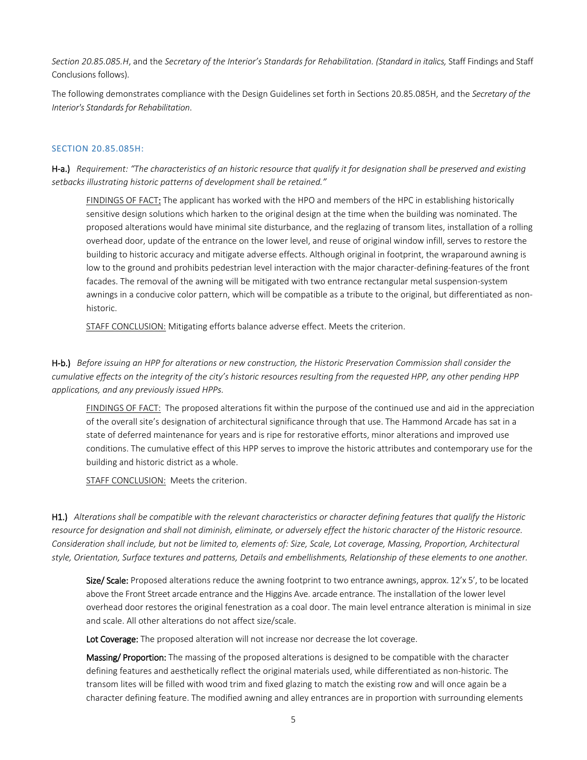*Section 20.85.085.H*, and the *Secretary of the Interior's Standards for Rehabilitation. (Standard in italics,* Staff Findings and Staff Conclusions follows).

The following demonstrates compliance with the Design Guidelines set forth in Sections 20.85.085H, and the *Secretary of the Interior's Standards for Rehabilitation*.

## SECTION 20.85.085H:

**H-a.)** *Requirement: "The characteristics of an historic resource that qualify it for designation shall be preserved and existing setbacks illustrating historic patterns of development shall be retained."*

FINDINGS OF FACT**:** The applicant has worked with the HPO and members of the HPC in establishing historically sensitive design solutions which harken to the original design at the time when the building was nominated. The proposed alterations would have minimal site disturbance, and the reglazing of transom lites, installation of a rolling overhead door, update of the entrance on the lower level, and reuse of original window infill, serves to restore the building to historic accuracy and mitigate adverse effects. Although original in footprint, the wraparound awning is low to the ground and prohibits pedestrian level interaction with the major character-defining-features of the front facades. The removal of the awning will be mitigated with two entrance rectangular metal suspension-system awnings in a conducive color pattern, which will be compatible as a tribute to the original, but differentiated as non-historic.

STAFF CONCLUSION: Mitigating efforts balance adverse effect. Meets the criterion.

**H-b.)** *Before issuing an HPP for alterations or new construction, the Historic Preservation Commission shall consider the cumulative effects on the integrity of the city's historic resources resulting from the requested HPP, any other pending HPP applications, and any previously issued HPPs.*

FINDINGS OF FACT: The proposed alterations fit within the purpose of the continued use and aid in the appreciation of the overall site's designation of architectural significance through that use. The Hammond Arcade has sat in a state of deferred maintenance for years and is ripe for restorative efforts, minor alterations and improved use conditions. The cumulative effect of this HPP serves to improve the historic attributes and contemporary use for the building and historic district as a whole.

STAFF CONCLUSION: Meets the criterion.

**H1.)** *Alterations shall be compatible with the relevant characteristics or character defining features that qualify the Historic resource for designation and shall not diminish, eliminate, or adversely effect the historic character of the Historic resource. Consideration shall include, but not be limited to, elements of: Size, Scale, Lot coverage, Massing, Proportion, Architectural style, Orientation, Surface textures and patterns, Details and embellishments, Relationship of these elements to one another.*

**Size/ Scale:** Proposed alterations reduce the awning footprint to two entrance awnings, approx. 12'x 5', to be located above the Front Street arcade entrance and the Higgins Ave. arcade entrance. The installation of the lower level overhead door restores the original fenestration as a coal door. The main level entrance alteration is minimal in size and scale. All other alterations do not affect size/scale.

**Lot Coverage:** The proposed alteration will not increase nor decrease the lot coverage.

**Massing/ Proportion:** The massing of the proposed alterations is designed to be compatible with the character defining features and aesthetically reflect the original materials used, while differentiated as non-historic. The transom lites will be filled with wood trim and fixed glazing to match the existing row and will once again be a character defining feature. The modified awning and alley entrances are in proportion with surrounding elements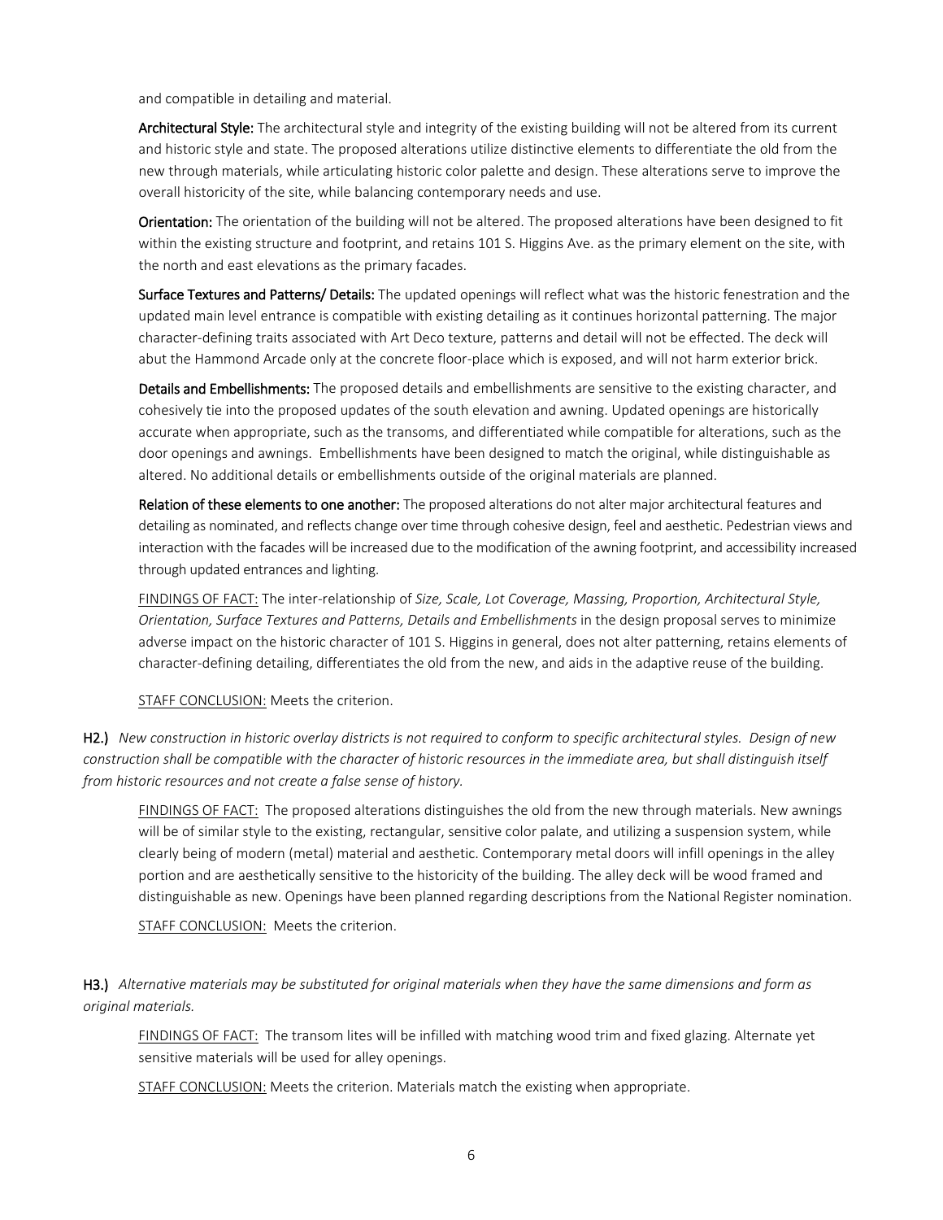and compatible in detailing and material.

**Architectural Style:** The architectural style and integrity of the existing building will not be altered from its current and historic style and state. The proposed alterations utilize distinctive elements to differentiate the old from the new through materials, while articulating historic color palette and design. These alterations serve to improve the overall historicity of the site, while balancing contemporary needs and use.

**Orientation:** The orientation of the building will not be altered. The proposed alterations have been designed to fit within the existing structure and footprint, and retains 101 S. Higgins Ave. as the primary element on the site, with the north and east elevations as the primary facades.

**Surface Textures and Patterns/ Details:** The updated openings will reflect what was the historic fenestration and the updated main level entrance is compatible with existing detailing as it continues horizontal patterning. The major character-defining traits associated with Art Deco texture, patterns and detail will not be effected. The deck will abut the Hammond Arcade only at the concrete floor-place which is exposed, and will not harm exterior brick.

**Details and Embellishments:** The proposed details and embellishments are sensitive to the existing character, and cohesively tie into the proposed updates of the south elevation and awning. Updated openings are historically accurate when appropriate, such as the transoms, and differentiated while compatible for alterations, such as the door openings and awnings. Embellishments have been designed to match the original, while distinguishable as altered. No additional details or embellishments outside of the original materials are planned.

**Relation of these elements to one another:** The proposed alterations do not alter major architectural features and detailing as nominated, and reflects change over time through cohesive design, feel and aesthetic. Pedestrian views and interaction with the facades will be increased due to the modification of the awning footprint, and accessibility increased through updated entrances and lighting.

FINDINGS OF FACT: The inter-relationship of *Size, Scale, Lot Coverage, Massing, Proportion, Architectural Style, Orientation, Surface Textures and Patterns, Details and Embellishments* in the design proposal serves to minimize adverse impact on the historic character of 101 S. Higgins in general, does not alter patterning, retains elements of character-defining detailing, differentiates the old from the new, and aids in the adaptive reuse of the building.

STAFF CONCLUSION: Meets the criterion.

**H2.)** *New construction in historic overlay districts is not required to conform to specific architectural styles. Design of new construction shall be compatible with the character of historic resources in the immediate area, but shall distinguish itself from historic resources and not create a false sense of history.*

FINDINGS OF FACT: The proposed alterations distinguishes the old from the new through materials. New awnings will be of similar style to the existing, rectangular, sensitive color palate, and utilizing a suspension system, while clearly being of modern (metal) material and aesthetic. Contemporary metal doors will infill openings in the alley portion and are aesthetically sensitive to the historicity of the building. The alley deck will be wood framed and distinguishable as new. Openings have been planned regarding descriptions from the National Register nomination.

STAFF CONCLUSION: Meets the criterion.

**H3.)** *Alternative materials may be substituted for original materials when they have the same dimensions and form as original materials.*

FINDINGS OF FACT: The transom lites will be infilled with matching wood trim and fixed glazing. Alternate yet sensitive materials will be used for alley openings.

STAFF CONCLUSION: Meets the criterion. Materials match the existing when appropriate.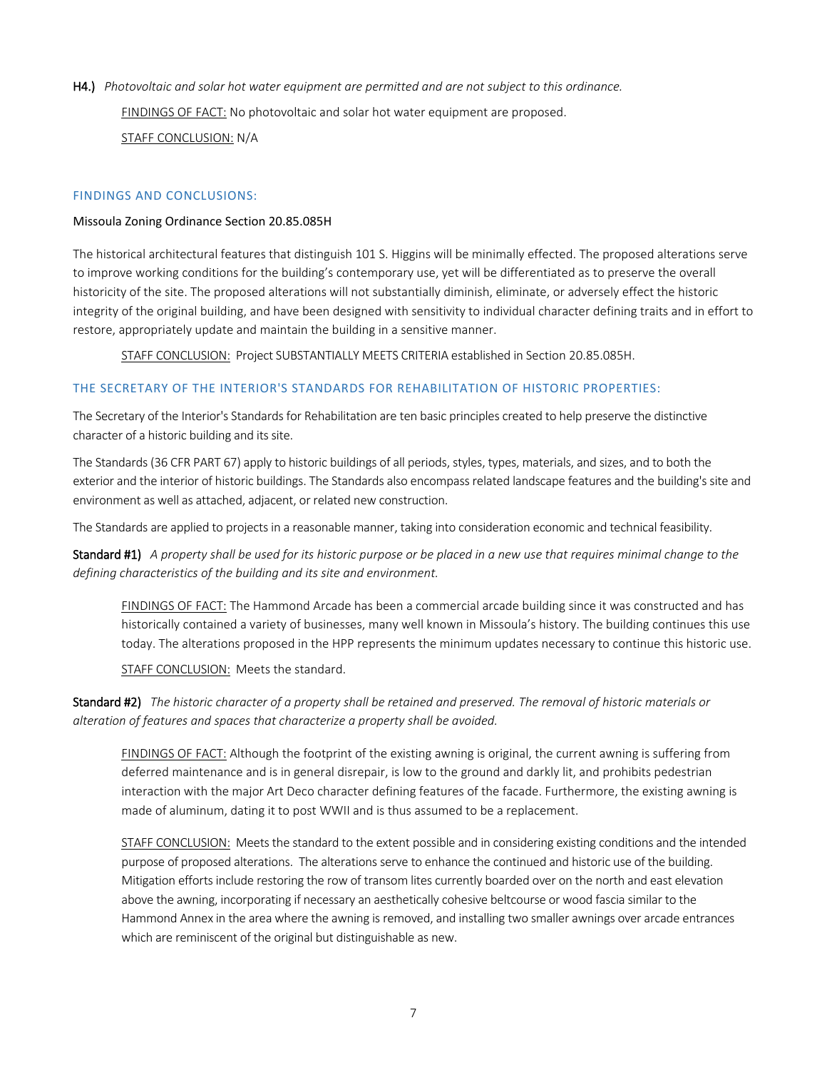**H4.)** *Photovoltaic and solar hot water equipment are permitted and are not subject to this ordinance.*

FINDINGS OF FACT: No photovoltaic and solar hot water equipment are proposed.

STAFF CONCLUSION: N/A

## FINDINGS AND CONCLUSIONS:

Missoula Zoning Ordinance Section 20.85.085H

The historical architectural features that distinguish 101 S. Higgins will be minimally effected. The proposed alterations serve to improve working conditions for the building's contemporary use, yet will be differentiated as to preserve the overall historicity of the site. The proposed alterations will not substantially diminish, eliminate, or adversely effect the historic integrity of the original building, and have been designed with sensitivity to individual character defining traits and in effort to restore, appropriately update and maintain the building in a sensitive manner.

STAFF CONCLUSION: Project SUBSTANTIALLY MEETS CRITERIA established in Section 20.85.085H.

## THE SECRETARY OF THE INTERIOR'S STANDARDS FOR REHABILITATION OF HISTORIC PROPERTIES:

The Secretary of the Interior's Standards for Rehabilitation are ten basic principles created to help preserve the distinctive character of a historic building and its site.

The Standards (36 CFR PART 67) apply to historic buildings of all periods, styles, types, materials, and sizes, and to both the exterior and the interior of historic buildings. The Standards also encompass related landscape features and the building's site and environment as well as attached, adjacent, or related new construction.

The Standards are applied to projects in a reasonable manner, taking into consideration economic and technical feasibility.

**Standard #1)** *A property shall be used for its historic purpose or be placed in a new use that requires minimal change to the defining characteristics of the building and its site and environment.*

FINDINGS OF FACT: The Hammond Arcade has been a commercial arcade building since it was constructed and has historically contained a variety of businesses, many well known in Missoula's history. The building continues this use today. The alterations proposed in the HPP represents the minimum updates necessary to continue this historic use.

STAFF CONCLUSION: Meets the standard.

**Standard #2)** *The historic character of a property shall be retained and preserved. The removal of historic materials or alteration of features and spaces that characterize a property shall be avoided.*

FINDINGS OF FACT: Although the footprint of the existing awning is original, the current awning is suffering from deferred maintenance and is in general disrepair, is low to the ground and darkly lit, and prohibits pedestrian interaction with the major Art Deco character defining features of the facade. Furthermore, the existing awning is made of aluminum, dating it to post WWII and is thus assumed to be a replacement.

STAFF CONCLUSION: Meets the standard to the extent possible and in considering existing conditions and the intended purpose of proposed alterations. The alterations serve to enhance the continued and historic use of the building. Mitigation efforts include restoring the row of transom lites currently boarded over on the north and east elevation above the awning, incorporating if necessary an aesthetically cohesive beltcourse or wood fascia similar to the Hammond Annex in the area where the awning is removed, and installing two smaller awnings over arcade entrances which are reminiscent of the original but distinguishable as new.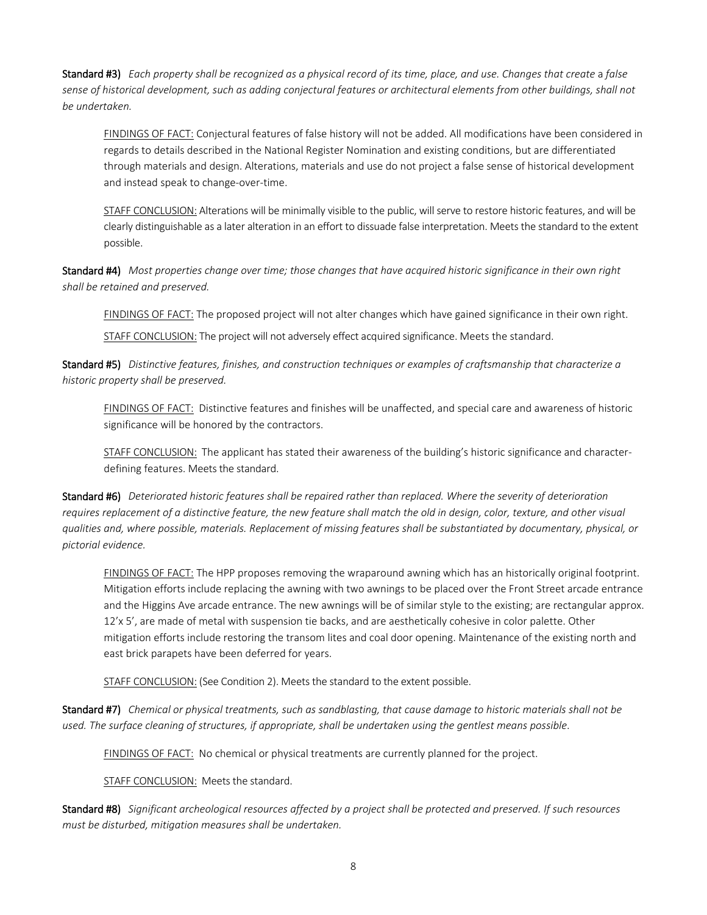**Standard #3)** *Each property shall be recognized as a physical record of its time, place, and use. Changes that create a false sense of historical development, such as adding conjectural features or architectural elements from other buildings, shall not be undertaken.*

> FINDINGS OF FACT: Conjectural features of false history will not be added. All modifications have been considered in regards to details described in the National Register Nomination and existing conditions, but are differentiated through materials and design. Alterations, materials and use do not project a false sense of historical development and instead speak to change-over-time.
>
> STAFF CONCLUSION: Alterations will be minimally visible to the public, will serve to restore historic features, and will be clearly distinguishable as a later alteration in an effort to dissuade false interpretation. Meets the standard to the extent possible.

**Standard #4)** *Most properties change over time; those changes that have acquired historic significance in their own right shall be retained and preserved.*

> FINDINGS OF FACT: The proposed project will not alter changes which have gained significance in their own right.
>
> STAFF CONCLUSION: The project will not adversely effect acquired significance. Meets the standard.

**Standard #5)** *Distinctive features, finishes, and construction techniques or examples of craftsmanship that characterize a historic property shall be preserved.*

> FINDINGS OF FACT: Distinctive features and finishes will be unaffected, and special care and awareness of historic significance will be honored by the contractors.
>
> STAFF CONCLUSION: The applicant has stated their awareness of the building's historic significance and character-defining features. Meets the standard.

**Standard #6)** *Deteriorated historic features shall be repaired rather than replaced. Where the severity of deterioration requires replacement of a distinctive feature, the new feature shall match the old in design, color, texture, and other visual qualities and, where possible, materials. Replacement of missing features shall be substantiated by documentary, physical, or pictorial evidence.*

> FINDINGS OF FACT: The HPP proposes removing the wraparound awning which has an historically original footprint. Mitigation efforts include replacing the awning with two awnings to be placed over the Front Street arcade entrance and the Higgins Ave arcade entrance. The new awnings will be of similar style to the existing; are rectangular approx. 12'x 5', are made of metal with suspension tie backs, and are aesthetically cohesive in color palette. Other mitigation efforts include restoring the transom lites and coal door opening. Maintenance of the existing north and east brick parapets have been deferred for years.
>
> STAFF CONCLUSION: (See Condition 2). Meets the standard to the extent possible.

**Standard #7)** *Chemical or physical treatments, such as sandblasting, that cause damage to historic materials shall not be used. The surface cleaning of structures, if appropriate, shall be undertaken using the gentlest means possible.*

> FINDINGS OF FACT: No chemical or physical treatments are currently planned for the project.
>
> STAFF CONCLUSION: Meets the standard.

**Standard #8)** *Significant archeological resources affected by a project shall be protected and preserved. If such resources must be disturbed, mitigation measures shall be undertaken.*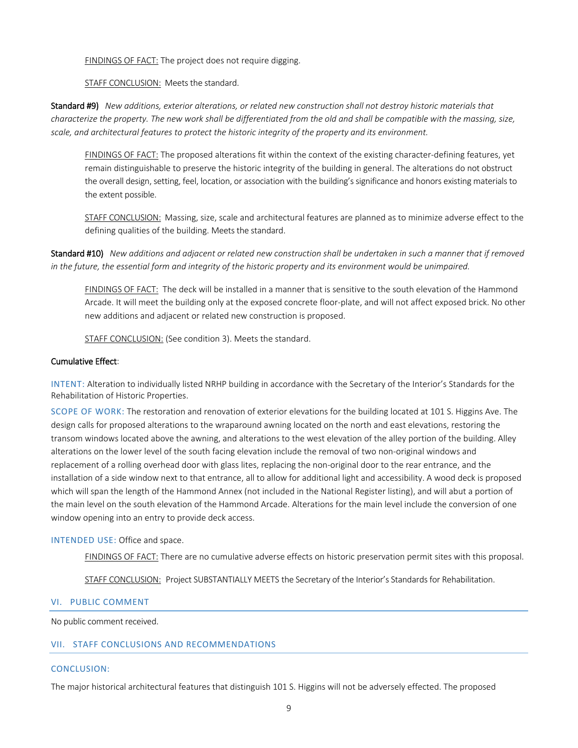FINDINGS OF FACT: The project does not require digging.

STAFF CONCLUSION: Meets the standard.

**Standard #9)** *New additions, exterior alterations, or related new construction shall not destroy historic materials that characterize the property. The new work shall be differentiated from the old and shall be compatible with the massing, size, scale, and architectural features to protect the historic integrity of the property and its environment.*

FINDINGS OF FACT: The proposed alterations fit within the context of the existing character-defining features, yet remain distinguishable to preserve the historic integrity of the building in general. The alterations do not obstruct the overall design, setting, feel, location, or association with the building's significance and honors existing materials to the extent possible.

STAFF CONCLUSION: Massing, size, scale and architectural features are planned as to minimize adverse effect to the defining qualities of the building. Meets the standard.

**Standard #10)** *New additions and adjacent or related new construction shall be undertaken in such a manner that if removed in the future, the essential form and integrity of the historic property and its environment would be unimpaired.*

FINDINGS OF FACT: The deck will be installed in a manner that is sensitive to the south elevation of the Hammond Arcade. It will meet the building only at the exposed concrete floor-plate, and will not affect exposed brick. No other new additions and adjacent or related new construction is proposed.

STAFF CONCLUSION: (See condition 3). Meets the standard.

**Cumulative Effect**:

INTENT: Alteration to individually listed NRHP building in accordance with the Secretary of the Interior's Standards for the Rehabilitation of Historic Properties.

SCOPE OF WORK: The restoration and renovation of exterior elevations for the building located at 101 S. Higgins Ave. The design calls for proposed alterations to the wraparound awning located on the north and east elevations, restoring the transom windows located above the awning, and alterations to the west elevation of the alley portion of the building. Alley alterations on the lower level of the south facing elevation include the removal of two non-original windows and replacement of a rolling overhead door with glass lites, replacing the non-original door to the rear entrance, and the installation of a side window next to that entrance, all to allow for additional light and accessibility. A wood deck is proposed which will span the length of the Hammond Annex (not included in the National Register listing), and will abut a portion of the main level on the south elevation of the Hammond Arcade. Alterations for the main level include the conversion of one window opening into an entry to provide deck access.

INTENDED USE: Office and space.

FINDINGS OF FACT: There are no cumulative adverse effects on historic preservation permit sites with this proposal.

STAFF CONCLUSION: Project SUBSTANTIALLY MEETS the Secretary of the Interior's Standards for Rehabilitation.

## VI. PUBLIC COMMENT

No public comment received.

## VII. STAFF CONCLUSIONS AND RECOMMENDATIONS

### CONCLUSION:

The major historical architectural features that distinguish 101 S. Higgins will not be adversely effected. The proposed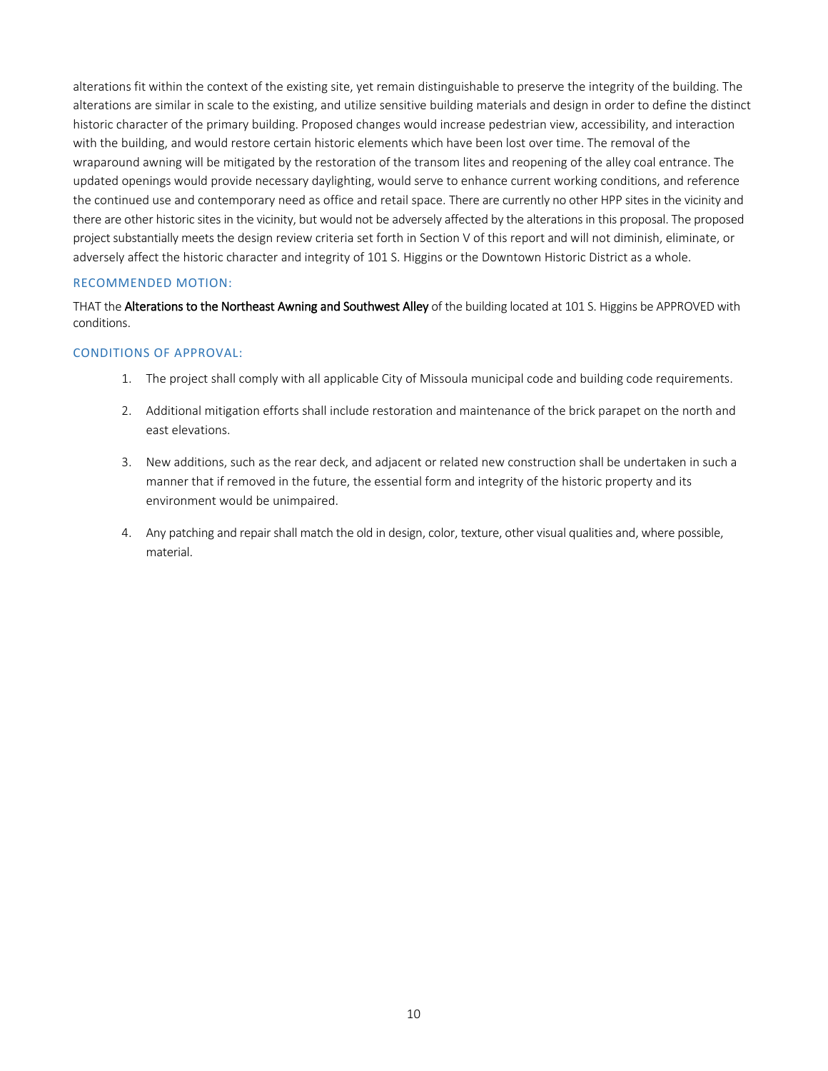alterations fit within the context of the existing site, yet remain distinguishable to preserve the integrity of the building. The alterations are similar in scale to the existing, and utilize sensitive building materials and design in order to define the distinct historic character of the primary building. Proposed changes would increase pedestrian view, accessibility, and interaction with the building, and would restore certain historic elements which have been lost over time. The removal of the wraparound awning will be mitigated by the restoration of the transom lites and reopening of the alley coal entrance. The updated openings would provide necessary daylighting, would serve to enhance current working conditions, and reference the continued use and contemporary need as office and retail space. There are currently no other HPP sites in the vicinity and there are other historic sites in the vicinity, but would not be adversely affected by the alterations in this proposal. The proposed project substantially meets the design review criteria set forth in Section V of this report and will not diminish, eliminate, or adversely affect the historic character and integrity of 101 S. Higgins or the Downtown Historic District as a whole.

### RECOMMENDED MOTION:

THAT the **Alterations to the Northeast Awning and Southwest Alley** of the building located at 101 S. Higgins be APPROVED with conditions.

### CONDITIONS OF APPROVAL:

1. The project shall comply with all applicable City of Missoula municipal code and building code requirements.
2. Additional mitigation efforts shall include restoration and maintenance of the brick parapet on the north and east elevations.
3. New additions, such as the rear deck, and adjacent or related new construction shall be undertaken in such a manner that if removed in the future, the essential form and integrity of the historic property and its environment would be unimpaired.
4. Any patching and repair shall match the old in design, color, texture, other visual qualities and, where possible, material.